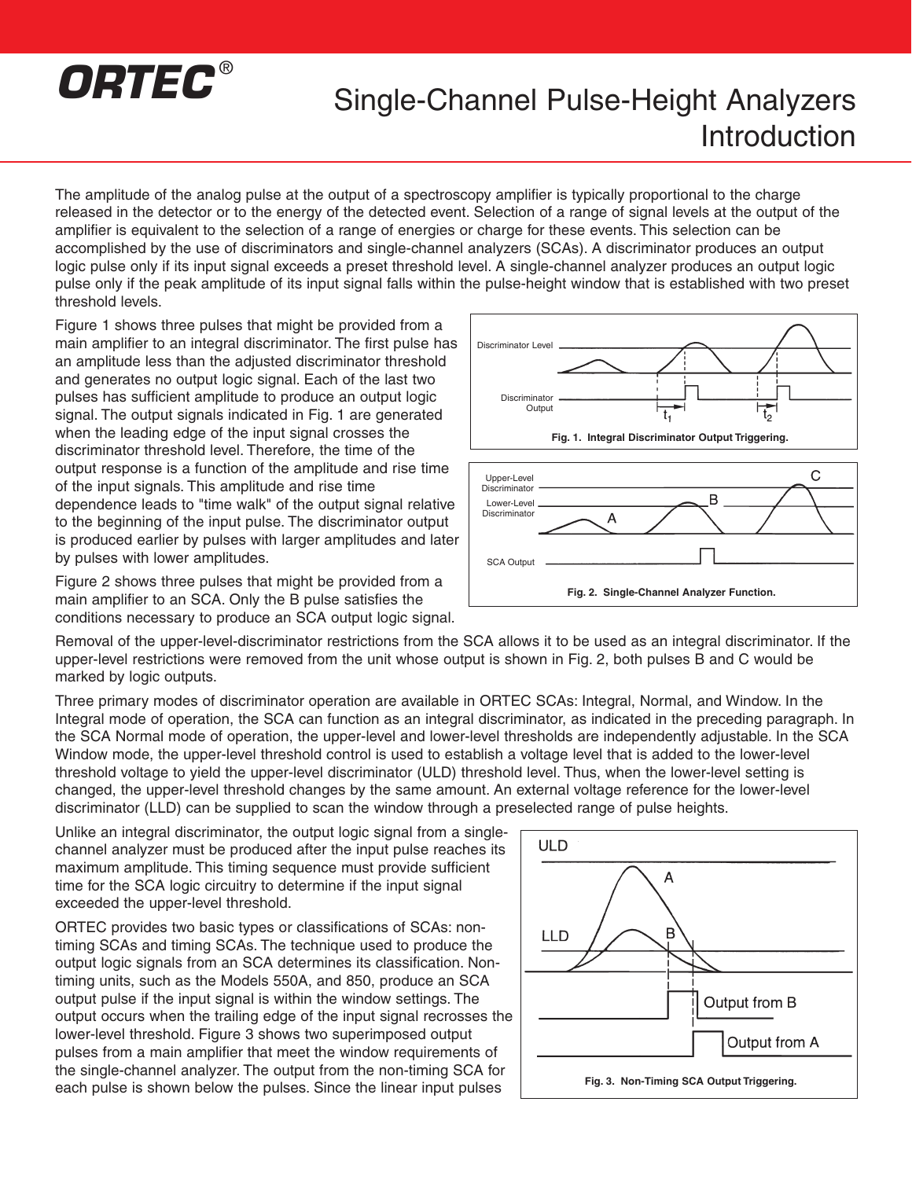ORTEC®

# Single-Channel Pulse-Height Analyzers Introduction

The amplitude of the analog pulse at the output of a spectroscopy amplifier is typically proportional to the charge released in the detector or to the energy of the detected event. Selection of a range of signal levels at the output of the amplifier is equivalent to the selection of a range of energies or charge for these events. This selection can be accomplished by the use of discriminators and single-channel analyzers (SCAs). A discriminator produces an output logic pulse only if its input signal exceeds a preset threshold level. A single-channel analyzer produces an output logic pulse only if the peak amplitude of its input signal falls within the pulse-height window that is established with two preset threshold levels.

Figure 1 shows three pulses that might be provided from a main amplifier to an integral discriminator. The first pulse has an amplitude less than the adjusted discriminator threshold and generates no output logic signal. Each of the last two pulses has sufficient amplitude to produce an output logic signal. The output signals indicated in Fig. 1 are generated when the leading edge of the input signal crosses the discriminator threshold level. Therefore, the time of the output response is a function of the amplitude and rise time of the input signals. This amplitude and rise time dependence leads to "time walk" of the output signal relative to the beginning of the input pulse. The discriminator output is produced earlier by pulses with larger amplitudes and later by pulses with lower amplitudes.

**Fig. 1. Integral Discriminator Output Triggering.**

Figure 2 shows three pulses that might be provided from a main amplifier to an SCA. Only the B pulse satisfies the conditions necessary to produce an SCA output logic signal.

**Fig. 2. Single-Channel Analyzer Function.**

Removal of the upper-level-discriminator restrictions from the SCA allows it to be used as an integral discriminator. If the upper-level restrictions were removed from the unit whose output is shown in Fig. 2, both pulses B and C would be marked by logic outputs.

Three primary modes of discriminator operation are available in ORTEC SCAs: Integral, Normal, and Window. In the Integral mode of operation, the SCA can function as an integral discriminator, as indicated in the preceding paragraph. In the SCA Normal mode of operation, the upper-level and lower-level thresholds are independently adjustable. In the SCA Window mode, the upper-level threshold control is used to establish a voltage level that is added to the lower-level threshold voltage to yield the upper-level discriminator (ULD) threshold level. Thus, when the lower-level setting is changed, the upper-level threshold changes by the same amount. An external voltage reference for the lower-level discriminator (LLD) can be supplied to scan the window through a preselected range of pulse heights.

Unlike an integral discriminator, the output logic signal from a single-channel analyzer must be produced after the input pulse reaches its maximum amplitude. This timing sequence must provide sufficient time for the SCA logic circuitry to determine if the input signal exceeded the upper-level threshold.

ORTEC provides two basic types or classifications of SCAs: non-timing SCAs and timing SCAs. The technique used to produce the output logic signals from an SCA determines its classification. Non-timing units, such as the Models 550A, and 850, produce an SCA output pulse if the input signal is within the window settings. The output occurs when the trailing edge of the input signal recrosses the lower-level threshold. Figure 3 shows two superimposed output pulses from a main amplifier that meet the window requirements of the single-channel analyzer. The output from the non-timing SCA for each pulse is shown below the pulses. Since the linear input pulses

**Fig. 3. Non-Timing SCA Output Triggering.**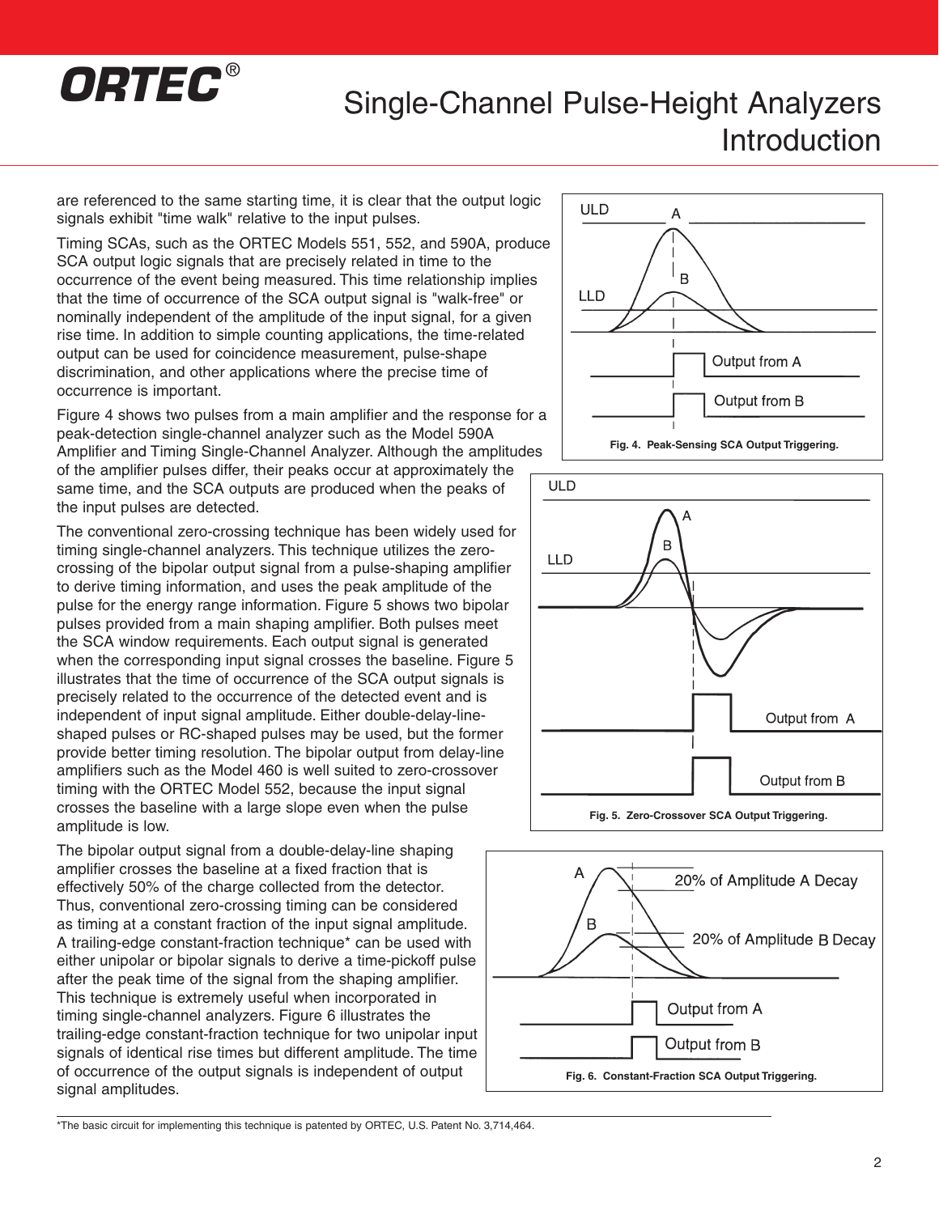are referenced to the same starting time, it is clear that the output logic signals exhibit "time walk" relative to the input pulses.

Timing SCAs, such as the ORTEC Models 551, 552, and 590A, produce SCA output logic signals that are precisely related in time to the occurrence of the event being measured. This time relationship implies that the time of occurrence of the SCA output signal is "walk-free" or nominally independent of the amplitude of the input signal, for a given rise time. In addition to simple counting applications, the time-related output can be used for coincidence measurement, pulse-shape discrimination, and other applications where the precise time of occurrence is important.

Figure 4 shows two pulses from a main amplifier and the response for a peak-detection single-channel analyzer such as the Model 590A Amplifier and Timing Single-Channel Analyzer. Although the amplitudes of the amplifier pulses differ, their peaks occur at approximately the same time, and the SCA outputs are produced when the peaks of the input pulses are detected.

**Fig. 4. Peak-Sensing SCA Output Triggering.**

The conventional zero-crossing technique has been widely used for timing single-channel analyzers. This technique utilizes the zero-crossing of the bipolar output signal from a pulse-shaping amplifier to derive timing information, and uses the peak amplitude of the pulse for the energy range information. Figure 5 shows two bipolar pulses provided from a main shaping amplifier. Both pulses meet the SCA window requirements. Each output signal is generated when the corresponding input signal crosses the baseline. Figure 5 illustrates that the time of occurrence of the SCA output signals is precisely related to the occurrence of the detected event and is independent of input signal amplitude. Either double-delay-line-shaped pulses or RC-shaped pulses may be used, but the former provide better timing resolution. The bipolar output from delay-line amplifiers such as the Model 460 is well suited to zero-crossover timing with the ORTEC Model 552, because the input signal crosses the baseline with a large slope even when the pulse amplitude is low.

**Fig. 5. Zero-Crossover SCA Output Triggering.**

The bipolar output signal from a double-delay-line shaping amplifier crosses the baseline at a fixed fraction that is effectively 50% of the charge collected from the detector. Thus, conventional zero-crossing timing can be considered as timing at a constant fraction of the input signal amplitude. A trailing-edge constant-fraction technique* can be used with either unipolar or bipolar signals to derive a time-pickoff pulse after the peak time of the signal from the shaping amplifier. This technique is extremely useful when incorporated in timing single-channel analyzers. Figure 6 illustrates the trailing-edge constant-fraction technique for two unipolar input signals of identical rise times but different amplitude. The time of occurrence of the output signals is independent of output signal amplitudes.

**Fig. 6. Constant-Fraction SCA Output Triggering.**

*The basic circuit for implementing this technique is patented by ORTEC, U.S. Patent No. 3,714,464.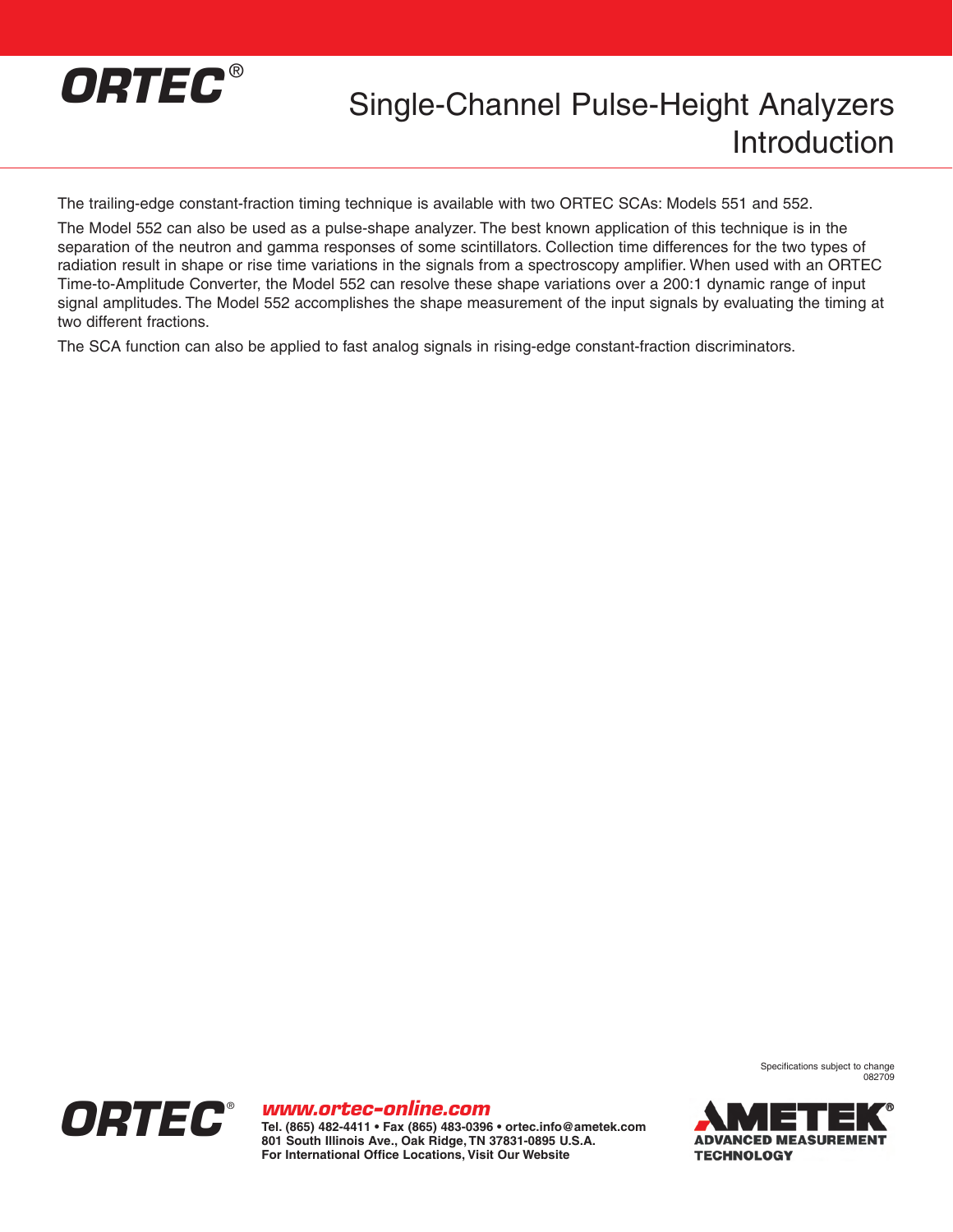The trailing-edge constant-fraction timing technique is available with two ORTEC SCAs: Models 551 and 552.

The Model 552 can also be used as a pulse-shape analyzer. The best known application of this technique is in the separation of the neutron and gamma responses of some scintillators. Collection time differences for the two types of radiation result in shape or rise time variations in the signals from a spectroscopy amplifier. When used with an ORTEC Time-to-Amplitude Converter, the Model 552 can resolve these shape variations over a 200:1 dynamic range of input signal amplitudes. The Model 552 accomplishes the shape measurement of the input signals by evaluating the timing at two different fractions.

The SCA function can also be applied to fast analog signals in rising-edge constant-fraction discriminators.

Specifications subject to change
082709

**ORTEC®**

***www.ortec-online.com***
**Tel. (865) 482-4411 • Fax (865) 483-0396 • ortec.info@ametek.com**
**801 South Illinois Ave., Oak Ridge, TN 37831-0895 U.S.A.**
**For International Office Locations, Visit Our Website**

**AMETEK®**
**ADVANCED MEASUREMENT TECHNOLOGY**